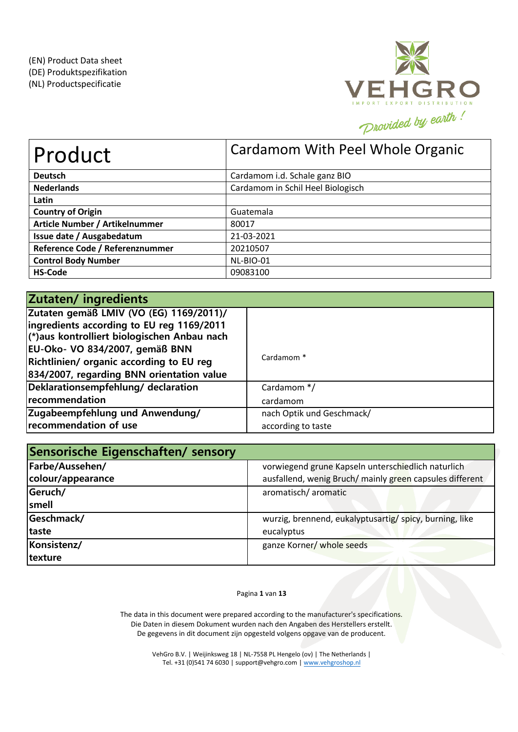(EN) Product Data sheet
(DE) Produktspezifikation
(NL) Productspecificatie

VEHGRO
IMPORT EXPORT DISTRIBUTION
Provided by earth !

| Product | Cardamom With Peel Whole Organic |
|---|---|
| **Deutsch** | Cardamom i.d. Schale ganz BIO |
| **Nederlands** | Cardamom in Schil Heel Biologisch |
| **Latin** | |
| **Country of Origin** | Guatemala |
| **Article Number / Artikelnummer** | 80017 |
| **Issue date / Ausgabedatum** | 21-03-2021 |
| **Reference Code / Referenznummer** | 20210507 |
| **Control Body Number** | NL-BIO-01 |
| **HS-Code** | 09083100 |

| Zutaten/ ingredients | |
|---|---|
| **Zutaten gemäß LMIV (VO (EG) 1169/2011)/ ingredients according to EU reg 1169/2011 (*)aus kontrolliert biologischen Anbau nach EU-Oko- VO 834/2007, gemäß BNN Richtlinien/ organic according to EU reg 834/2007, regarding BNN orientation value** | Cardamom * |
| **Deklarationsempfehlung/ declaration recommendation** | Cardamom */ cardamom |
| **Zugabeempfehlung und Anwendung/ recommendation of use** | nach Optik und Geschmack/ according to taste |

| Sensorische Eigenschaften/ sensory | |
|---|---|
| **Farbe/Aussehen/ colour/appearance** | vorwiegend grune Kapseln unterschiedlich naturlich ausfallend, wenig Bruch/ mainly green capsules different |
| **Geruch/ smell** | aromatisch/ aromatic |
| **Geschmack/ taste** | wurzig, brennend, eukalyptusartig/ spicy, burning, like eucalyptus |
| **Konsistenz/ texture** | ganze Korner/ whole seeds |

The data in this document were prepared according to the manufacturer's specifications.
Die Daten in diesem Dokument wurden nach den Angaben des Herstellers erstellt.
De gegevens in dit document zijn opgesteld volgens opgave van de producent.

VehGro B.V. | Weijinksweg 18 | NL-7558 PL Hengelo (ov) | The Netherlands |
Tel. +31 (0)541 74 6030 | support@vehgro.com | www.vehgroshop.nl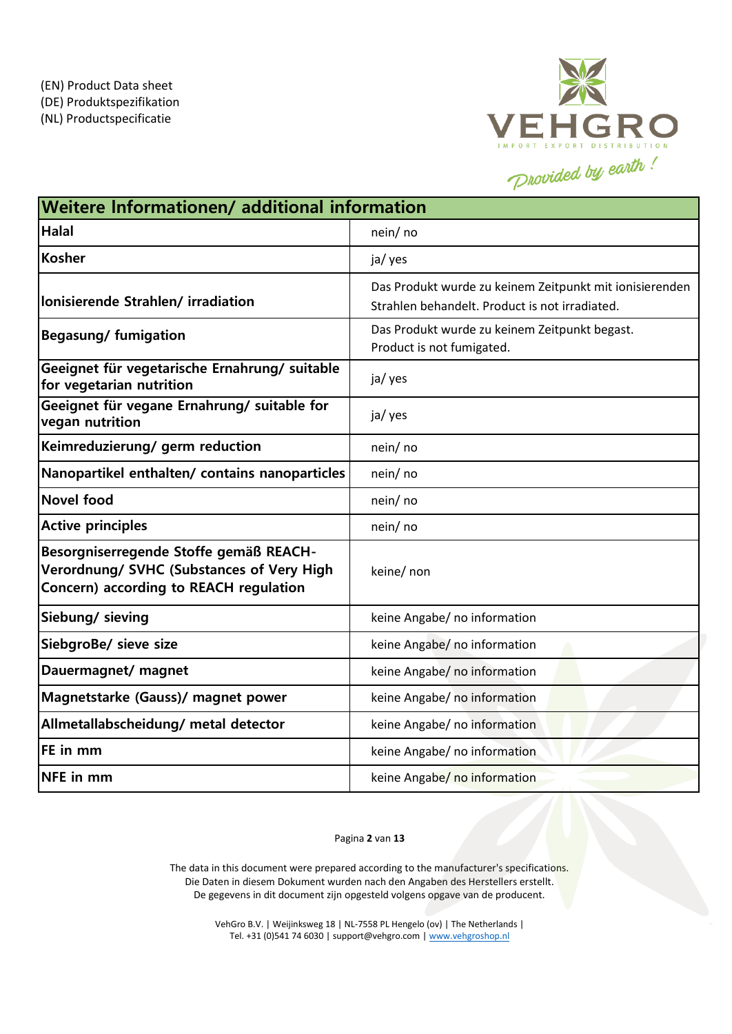(EN) Product Data sheet
(DE) Produktspezifikation
(NL) Productspecificatie

VEHGRO
IMPORT EXPORT DISTRIBUTION
Provided by earth !

| Weitere Informationen/ additional information | |
|---|---|
| **Halal** | nein/ no |
| **Kosher** | ja/ yes |
| **Ionisierende Strahlen/ irradiation** | Das Produkt wurde zu keinem Zeitpunkt mit ionisierenden Strahlen behandelt. Product is not irradiated. |
| **Begasung/ fumigation** | Das Produkt wurde zu keinem Zeitpunkt begast. Product is not fumigated. |
| **Geeignet für vegetarische Ernahrung/ suitable for vegetarian nutrition** | ja/ yes |
| **Geeignet für vegane Ernahrung/ suitable for vegan nutrition** | ja/ yes |
| **Keimreduzierung/ germ reduction** | nein/ no |
| **Nanopartikel enthalten/ contains nanoparticles** | nein/ no |
| **Novel food** | nein/ no |
| **Active principles** | nein/ no |
| **Besorgniserregende Stoffe gemäß REACH-Verordnung/ SVHC (Substances of Very High Concern) according to REACH regulation** | keine/ non |
| **Siebung/ sieving** | keine Angabe/ no information |
| **SiebgroBe/ sieve size** | keine Angabe/ no information |
| **Dauermagnet/ magnet** | keine Angabe/ no information |
| **Magnetstarke (Gauss)/ magnet power** | keine Angabe/ no information |
| **Allmetallabscheidung/ metal detector** | keine Angabe/ no information |
| **FE in mm** | keine Angabe/ no information |
| **NFE in mm** | keine Angabe/ no information |

The data in this document were prepared according to the manufacturer's specifications.
Die Daten in diesem Dokument wurden nach den Angaben des Herstellers erstellt.
De gegevens in dit document zijn opgesteld volgens opgave van de producent.

VehGro B.V. | Weijinksweg 18 | NL-7558 PL Hengelo (ov) | The Netherlands |
Tel. +31 (0)541 74 6030 | support@vehgro.com | www.vehgroshop.nl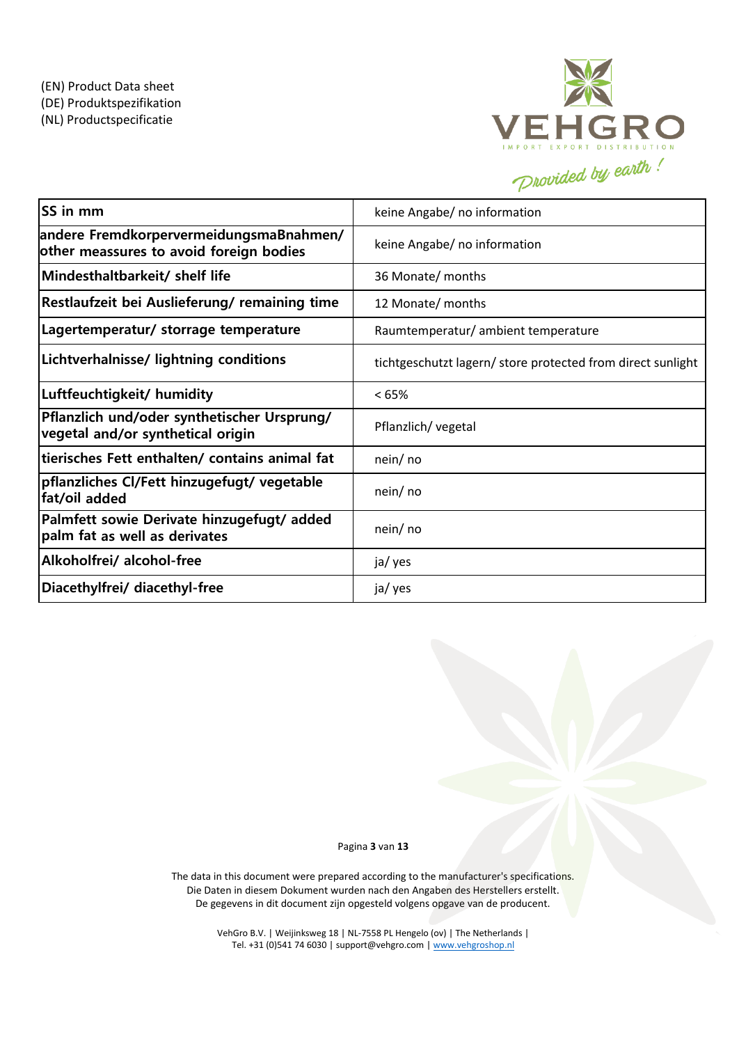(EN) Product Data sheet
(DE) Produktspezifikation
(NL) Productspecificatie

| SS in mm | keine Angabe/ no information |
|---|---|
| andere FremdkorpervermeidungsmaBnahmen/ other meassures to avoid foreign bodies | keine Angabe/ no information |
| Mindesthaltbarkeit/ shelf life | 36 Monate/ months |
| Restlaufzeit bei Auslieferung/ remaining time | 12 Monate/ months |
| Lagertemperatur/ storrage temperature | Raumtemperatur/ ambient temperature |
| Lichtverhalnisse/ lightning conditions | tichtgeschutzt lagern/ store protected from direct sunlight |
| Luftfeuchtigkeit/ humidity | < 65% |
| Pflanzlich und/oder synthetischer Ursprung/ vegetal and/or synthetical origin | Pflanzlich/ vegetal |
| tierisches Fett enthalten/ contains animal fat | nein/ no |
| pflanzliches Cl/Fett hinzugefugt/ vegetable fat/oil added | nein/ no |
| Palmfett sowie Derivate hinzugefugt/ added palm fat as well as derivates | nein/ no |
| Alkoholfrei/ alcohol-free | ja/ yes |
| Diacethylfrei/ diacethyl-free | ja/ yes |

The data in this document were prepared according to the manufacturer's specifications.
Die Daten in diesem Dokument wurden nach den Angaben des Herstellers erstellt.
De gegevens in dit document zijn opgesteld volgens opgave van de producent.

VehGro B.V. | Weijinksweg 18 | NL-7558 PL Hengelo (ov) | The Netherlands |
Tel. +31 (0)541 74 6030 | support@vehgro.com | www.vehgroshop.nl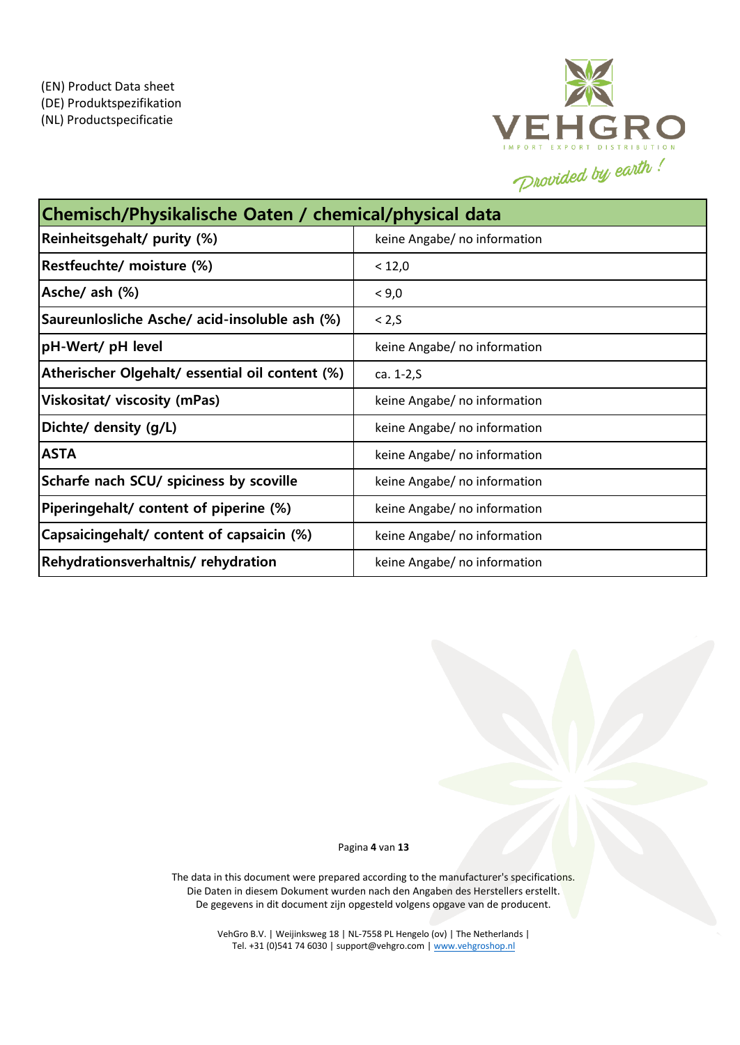(EN) Product Data sheet
(DE) Produktspezifikation
(NL) Productspecificatie

VEHGRO
IMPORT EXPORT DISTRIBUTION
Provided by earth !

| Chemisch/Physikalische Oaten / chemical/physical data | |
|---|---|
| **Reinheitsgehalt/ purity (%)** | keine Angabe/ no information |
| **Restfeuchte/ moisture (%)** | < 12,0 |
| **Asche/ ash (%)** | < 9,0 |
| **Saureunlosliche Asche/ acid-insoluble ash (%)** | < 2,S |
| **pH-Wert/ pH level** | keine Angabe/ no information |
| **Atherischer Olgehalt/ essential oil content (%)** | ca. 1-2,S |
| **Viskositat/ viscosity (mPas)** | keine Angabe/ no information |
| **Dichte/ density (g/L)** | keine Angabe/ no information |
| **ASTA** | keine Angabe/ no information |
| **Scharfe nach SCU/ spiciness by scoville** | keine Angabe/ no information |
| **Piperingehalt/ content of piperine (%)** | keine Angabe/ no information |
| **Capsaicingehalt/ content of capsaicin (%)** | keine Angabe/ no information |
| **Rehydrationsverhaltnis/ rehydration** | keine Angabe/ no information |

The data in this document were prepared according to the manufacturer's specifications.
Die Daten in diesem Dokument wurden nach den Angaben des Herstellers erstellt.
De gegevens in dit document zijn opgesteld volgens opgave van de producent.

VehGro B.V. | Weijinksweg 18 | NL-7558 PL Hengelo (ov) | The Netherlands |
Tel. +31 (0)541 74 6030 | support@vehgro.com | www.vehgroshop.nl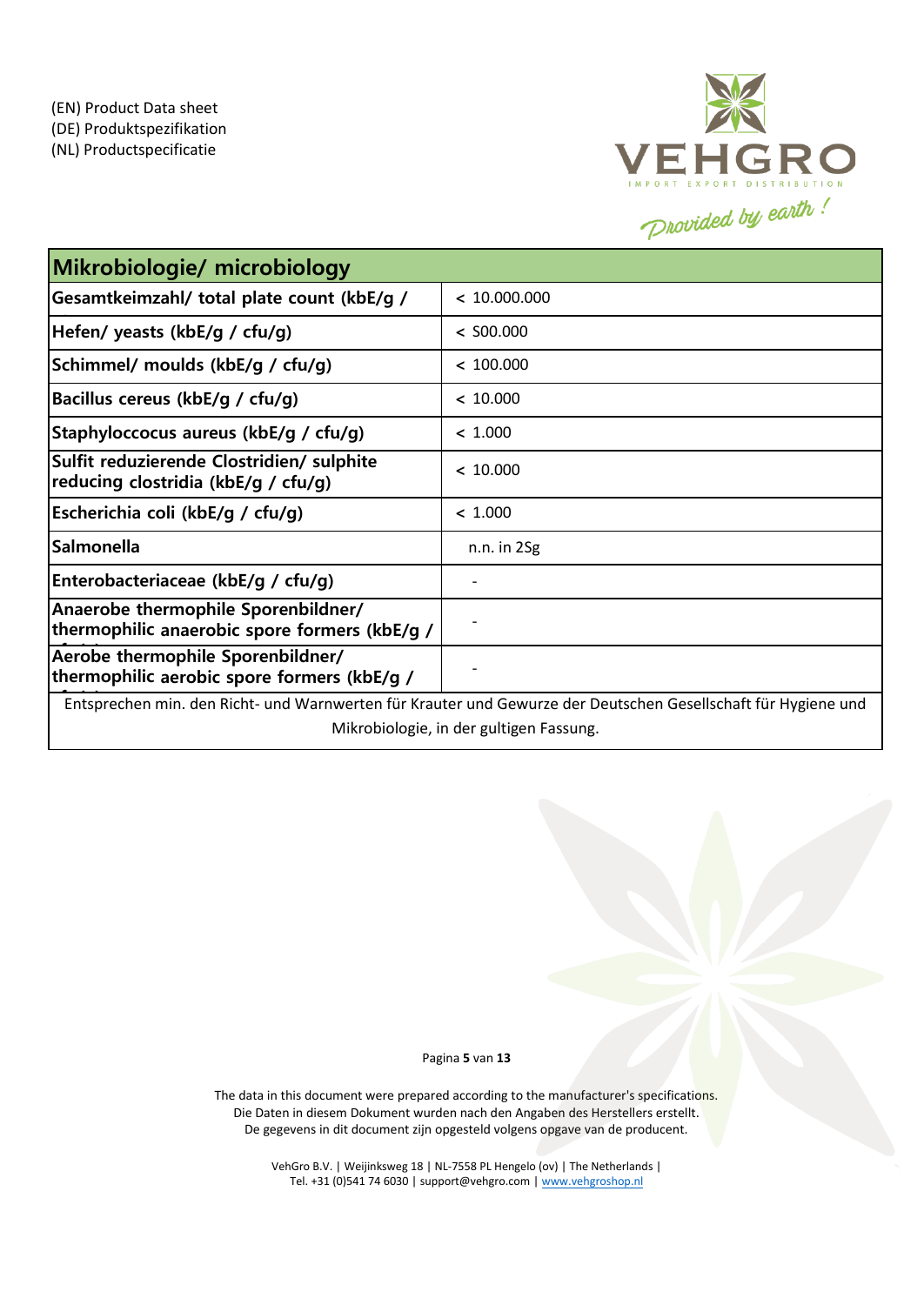(EN) Product Data sheet
(DE) Produktspezifikation
(NL) Productspecificatie

| Mikrobiologie/ microbiology | |
|---|---|
| Gesamtkeimzahl/ total plate count (kbE/g / | < 10.000.000 |
| Hefen/ yeasts (kbE/g / cfu/g) | < S00.000 |
| Schimmel/ moulds (kbE/g / cfu/g) | < 100.000 |
| Bacillus cereus (kbE/g / cfu/g) | < 10.000 |
| Staphyloccocus aureus (kbE/g / cfu/g) | < 1.000 |
| Sulfit reduzierende Clostridien/ sulphite reducing clostridia (kbE/g / cfu/g) | < 10.000 |
| Escherichia coli (kbE/g / cfu/g) | < 1.000 |
| Salmonella | n.n. in 2Sg |
| Enterobacteriaceae (kbE/g / cfu/g) | - |
| Anaerobe thermophile Sporenbildner/ thermophilic anaerobic spore formers (kbE/g / | - |
| Aerobe thermophile Sporenbildner/ thermophilic aerobic spore formers (kbE/g / | - |

Entsprechen min. den Richt- und Warnwerten für Krauter und Gewurze der Deutschen Gesellschaft für Hygiene und Mikrobiologie, in der gultigen Fassung.

The data in this document were prepared according to the manufacturer's specifications.
Die Daten in diesem Dokument wurden nach den Angaben des Herstellers erstellt.
De gegevens in dit document zijn opgesteld volgens opgave van de producent.

VehGro B.V. | Weijinksweg 18 | NL-7558 PL Hengelo (ov) | The Netherlands |
Tel. +31 (0)541 74 6030 | support@vehgro.com | www.vehgroshop.nl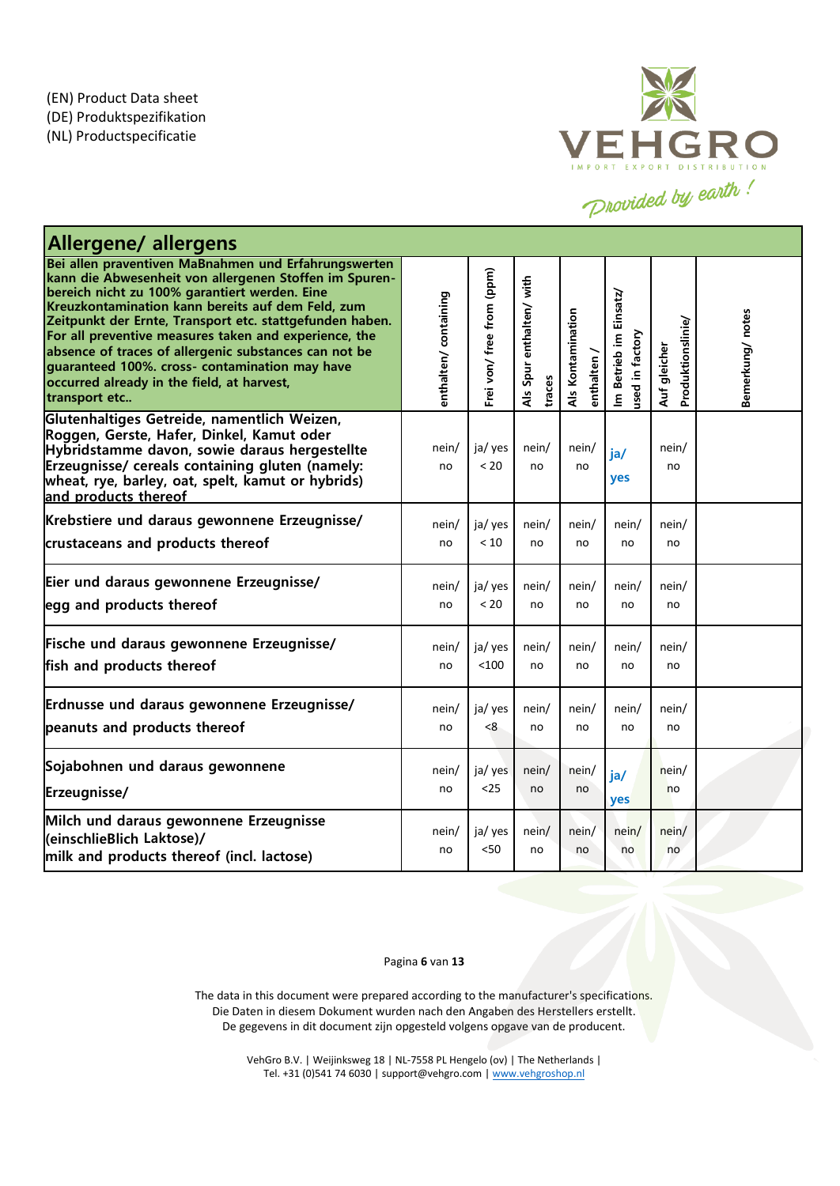(EN) Product Data sheet
(DE) Produktspezifikation
(NL) Productspecificatie

VEHGRO
IMPORT EXPORT DISTRIBUTION
*Provided by earth !*

## Allergene/ allergens

| Bei allen praventiven MaBnahmen und Erfahrungswerten kann die Abwesenheit von allergenen Stoffen im Spurenbereich nicht zu 100% garantiert werden. Eine Kreuzkontamination kann bereits auf dem Feld, zum Zeitpunkt der Ernte, Transport etc. stattgefunden haben. For all preventive measures taken and experience, the absence of traces of allergenic substances can not be guaranteed 100%. cross- contamination may have occurred already in the field, at harvest, transport etc.. | enthalten/ containing | Frei von/ free from (ppm) | Als Spur enthalten/ with traces | Als Kontamination enthalten / | Im Betrieb im Einsatz/ used in factory | Auf gleicher Produktionslinie/ | Bemerkung/ notes |
|---|---|---|---|---|---|---|---|
| **Glutenhaltiges Getreide, namentlich Weizen, Roggen, Gerste, Hafer, Dinkel, Kamut oder Hybridstamme davon, sowie daraus hergestellte Erzeugnisse/ cereals containing gluten (namely: wheat, rye, barley, oat, spelt, kamut or hybrids) and products thereof** | nein/ no | ja/ yes < 20 | nein/ no | nein/ no | **ja/ yes** | nein/ no | |
| **Krebstiere und daraus gewonnene Erzeugnisse/ crustaceans and products thereof** | nein/ no | ja/ yes < 10 | nein/ no | nein/ no | nein/ no | nein/ no | |
| **Eier und daraus gewonnene Erzeugnisse/ egg and products thereof** | nein/ no | ja/ yes < 20 | nein/ no | nein/ no | nein/ no | nein/ no | |
| **Fische und daraus gewonnene Erzeugnisse/ fish and products thereof** | nein/ no | ja/ yes <100 | nein/ no | nein/ no | nein/ no | nein/ no | |
| **Erdnusse und daraus gewonnene Erzeugnisse/ peanuts and products thereof** | nein/ no | ja/ yes <8 | nein/ no | nein/ no | nein/ no | nein/ no | |
| **Sojabohnen und daraus gewonnene Erzeugnisse/** | nein/ no | ja/ yes <25 | nein/ no | nein/ no | **ja/ yes** | nein/ no | |
| **Milch und daraus gewonnene Erzeugnisse (einschlieBlich Laktose)/ milk and products thereof (incl. lactose)** | nein/ no | ja/ yes <50 | nein/ no | nein/ no | nein/ no | nein/ no | |

The data in this document were prepared according to the manufacturer's specifications.
Die Daten in diesem Dokument wurden nach den Angaben des Herstellers erstellt.
De gegevens in dit document zijn opgesteld volgens opgave van de producent.

VehGro B.V. | Weijinksweg 18 | NL-7558 PL Hengelo (ov) | The Netherlands |
Tel. +31 (0)541 74 6030 | support@vehgro.com | www.vehgroshop.nl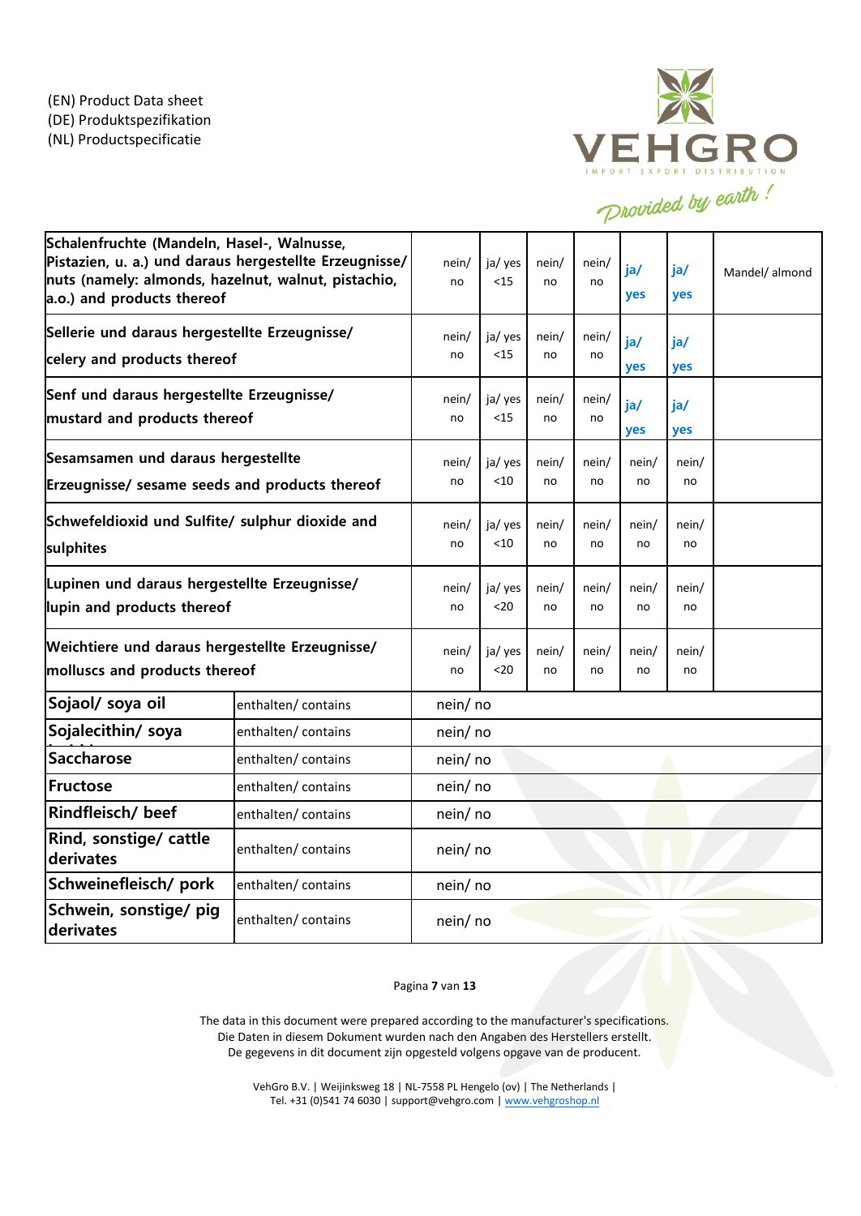(EN) Product Data sheet
(DE) Produktspezifikation
(NL) Productspecificatie

VEHGRO
IMPORT EXPORT DISTRIBUTION
Provided by earth !

| | | | | | | | |
|---|---|---|---|---|---|---|---|
| **Schalenfruchte (Mandeln, Hasel-, Walnusse, Pistazien, u. a.) und daraus hergestellte Erzeugnisse/ nuts (namely: almonds, hazelnut, walnut, pistachio, a.o.) and products thereof** | nein/ no | ja/ yes <15 | nein/ no | nein/ no | **ja/ yes** | **ja/ yes** | Mandel/ almond |
| **Sellerie und daraus hergestellte Erzeugnisse/ celery and products thereof** | nein/ no | ja/ yes <15 | nein/ no | nein/ no | **ja/ yes** | **ja/ yes** | |
| **Senf und daraus hergestellte Erzeugnisse/ mustard and products thereof** | nein/ no | ja/ yes <15 | nein/ no | nein/ no | **ja/ yes** | **ja/ yes** | |
| **Sesamsamen und daraus hergestellte Erzeugnisse/ sesame seeds and products thereof** | nein/ no | ja/ yes <10 | nein/ no | nein/ no | nein/ no | nein/ no | |
| **Schwefeldioxid und Sulfite/ sulphur dioxide and sulphites** | nein/ no | ja/ yes <10 | nein/ no | nein/ no | nein/ no | nein/ no | |
| **Lupinen und daraus hergestellte Erzeugnisse/ lupin and products thereof** | nein/ no | ja/ yes <20 | nein/ no | nein/ no | nein/ no | nein/ no | |
| **Weichtiere und daraus hergestellte Erzeugnisse/ molluscs and products thereof** | nein/ no | ja/ yes <20 | nein/ no | nein/ no | nein/ no | nein/ no | |

| | | |
|---|---|---|
| **Sojaol/ soya oil** | enthalten/ contains | nein/ no |
| **Sojalecithin/ soya lecithin** | enthalten/ contains | nein/ no |
| **Saccharose** | enthalten/ contains | nein/ no |
| **Fructose** | enthalten/ contains | nein/ no |
| **Rindfleisch/ beef** | enthalten/ contains | nein/ no |
| **Rind, sonstige/ cattle derivates** | enthalten/ contains | nein/ no |
| **Schweinefleisch/ pork** | enthalten/ contains | nein/ no |
| **Schwein, sonstige/ pig derivates** | enthalten/ contains | nein/ no |

The data in this document were prepared according to the manufacturer's specifications.
Die Daten in diesem Dokument wurden nach den Angaben des Herstellers erstellt.
De gegevens in dit document zijn opgesteld volgens opgave van de producent.

VehGro B.V. | Weijinksweg 18 | NL-7558 PL Hengelo (ov) | The Netherlands |
Tel. +31 (0)541 74 6030 | support@vehgro.com | www.vehgroshop.nl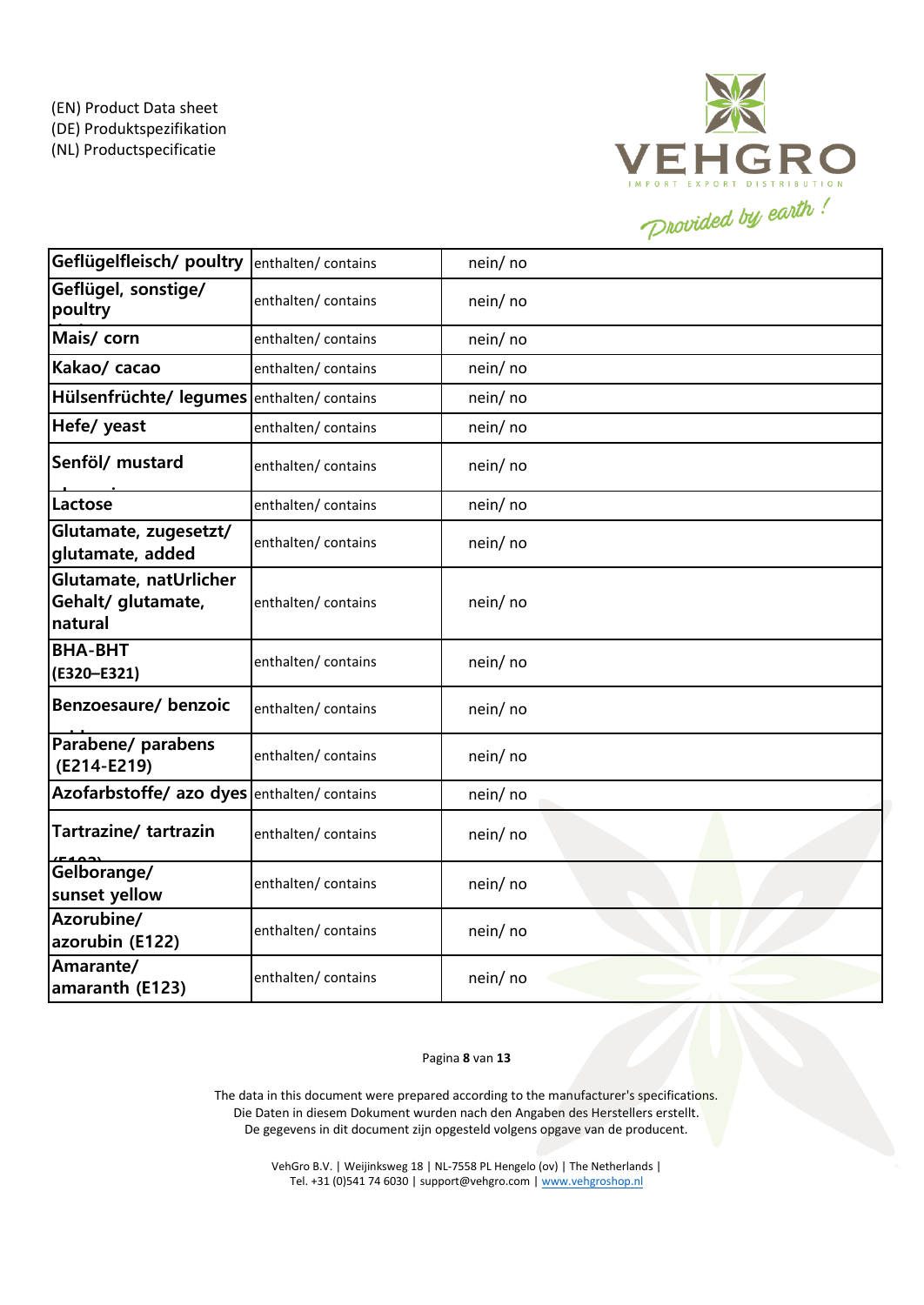| Geflügelfleisch/ poultry | enthalten/ contains | nein/ no |
|---|---|---|
| Geflügel, sonstige/ poultry | enthalten/ contains | nein/ no |
| Mais/ corn | enthalten/ contains | nein/ no |
| Kakao/ cacao | enthalten/ contains | nein/ no |
| Hülsenfrüchte/ legumes | enthalten/ contains | nein/ no |
| Hefe/ yeast | enthalten/ contains | nein/ no |
| Senföl/ mustard | enthalten/ contains | nein/ no |
| Lactose | enthalten/ contains | nein/ no |
| Glutamate, zugesetzt/ glutamate, added | enthalten/ contains | nein/ no |
| Glutamate, natUrlicher Gehalt/ glutamate, natural | enthalten/ contains | nein/ no |
| BHA-BHT (E320–E321) | enthalten/ contains | nein/ no |
| Benzoesaure/ benzoic | enthalten/ contains | nein/ no |
| Parabene/ parabens (E214-E219) | enthalten/ contains | nein/ no |
| Azofarbstoffe/ azo dyes | enthalten/ contains | nein/ no |
| Tartrazine/ tartrazin | enthalten/ contains | nein/ no |
| Gelborange/ sunset yellow | enthalten/ contains | nein/ no |
| Azorubine/ azorubin (E122) | enthalten/ contains | nein/ no |
| Amarante/ amaranth (E123) | enthalten/ contains | nein/ no |

The data in this document were prepared according to the manufacturer's specifications.
Die Daten in diesem Dokument wurden nach den Angaben des Herstellers erstellt.
De gegevens in dit document zijn opgesteld volgens opgave van de producent.

VehGro B.V. | Weijinksweg 18 | NL-7558 PL Hengelo (ov) | The Netherlands |
Tel. +31 (0)541 74 6030 | support@vehgro.com | www.vehgroshop.nl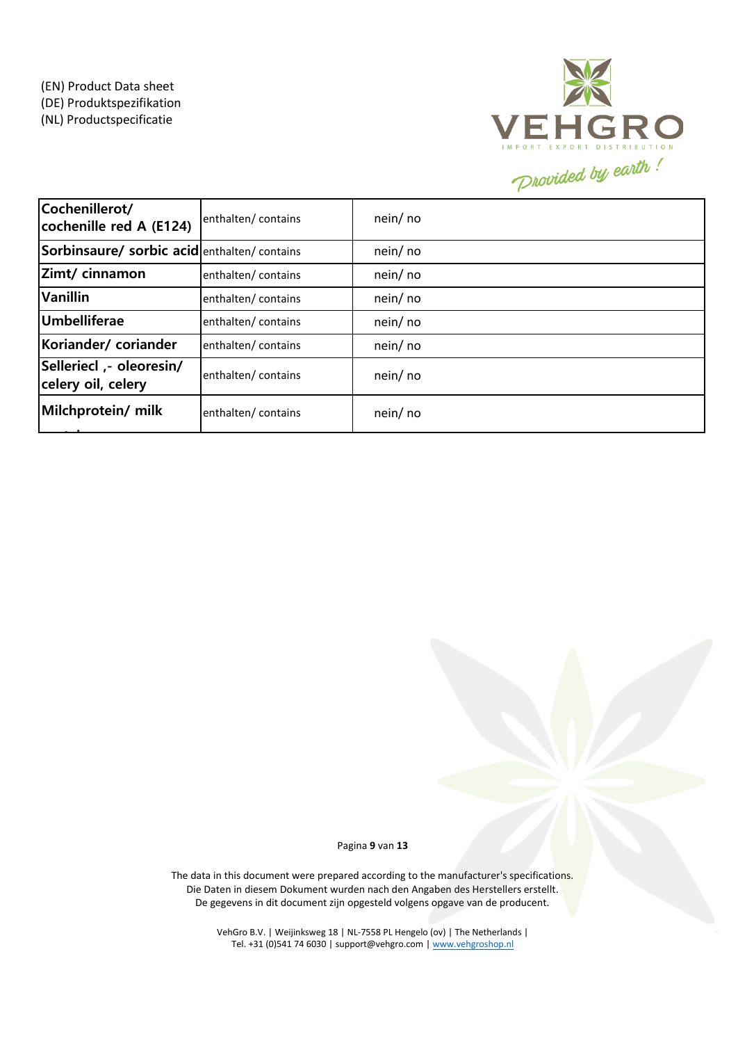(EN) Product Data sheet
(DE) Produktspezifikation
(NL) Productspecificatie

| | | |
|---|---|---|
| **Cochennillerot/ cochenille red A (E124)** | enthalten/ contains | nein/ no |
| **Sorbinsaure/ sorbic acid** | enthalten/ contains | nein/ no |
| **Zimt/ cinnamon** | enthalten/ contains | nein/ no |
| **Vanillin** | enthalten/ contains | nein/ no |
| **Umbelliferae** | enthalten/ contains | nein/ no |
| **Koriander/ coriander** | enthalten/ contains | nein/ no |
| **Selleriecl ,- oleoresin/ celery oil, celery** | enthalten/ contains | nein/ no |
| **Milchprotein/ milk protein** | enthalten/ contains | nein/ no |

The data in this document were prepared according to the manufacturer's specifications.
Die Daten in diesem Dokument wurden nach den Angaben des Herstellers erstellt.
De gegevens in dit document zijn opgesteld volgens opgave van de producent.

VehGro B.V. | Weijinksweg 18 | NL-7558 PL Hengelo (ov) | The Netherlands |
Tel. +31 (0)541 74 6030 | support@vehgro.com | www.vehgroshop.nl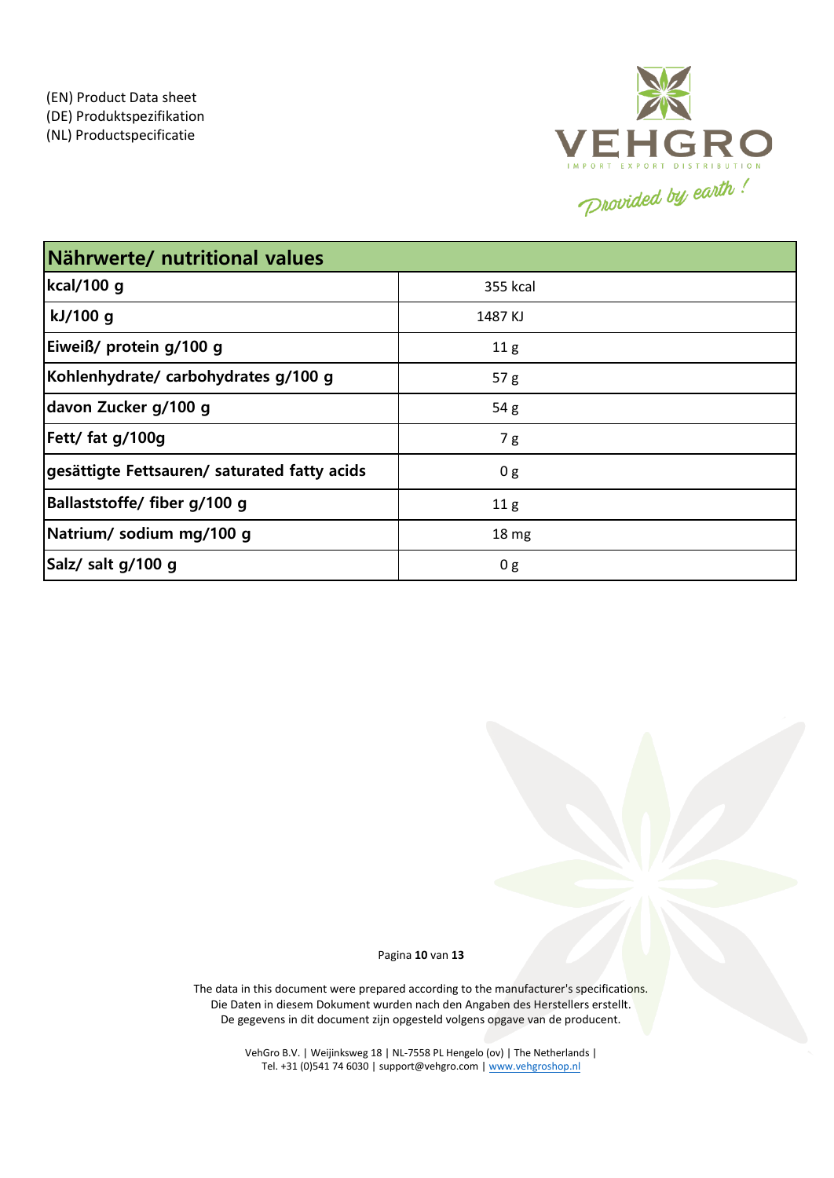(EN) Product Data sheet
(DE) Produktspezifikation
(NL) Productspecificatie

VEHGRO
IMPORT EXPORT DISTRIBUTION
Provided by earth !

| Nährwerte/ nutritional values | |
|---|---|
| kcal/100 g | 355 kcal |
| kJ/100 g | 1487 KJ |
| Eiweiß/ protein g/100 g | 11 g |
| Kohlenhydrate/ carbohydrates g/100 g | 57 g |
| davon Zucker g/100 g | 54 g |
| Fett/ fat g/100g | 7 g |
| gesättigte Fettsauren/ saturated fatty acids | 0 g |
| Ballaststoffe/ fiber g/100 g | 11 g |
| Natrium/ sodium mg/100 g | 18 mg |
| Salz/ salt g/100 g | 0 g |

The data in this document were prepared according to the manufacturer's specifications.
Die Daten in diesem Dokument wurden nach den Angaben des Herstellers erstellt.
De gegevens in dit document zijn opgesteld volgens opgave van de producent.

VehGro B.V. | Weijinksweg 18 | NL-7558 PL Hengelo (ov) | The Netherlands |
Tel. +31 (0)541 74 6030 | support@vehgro.com | www.vehgroshop.nl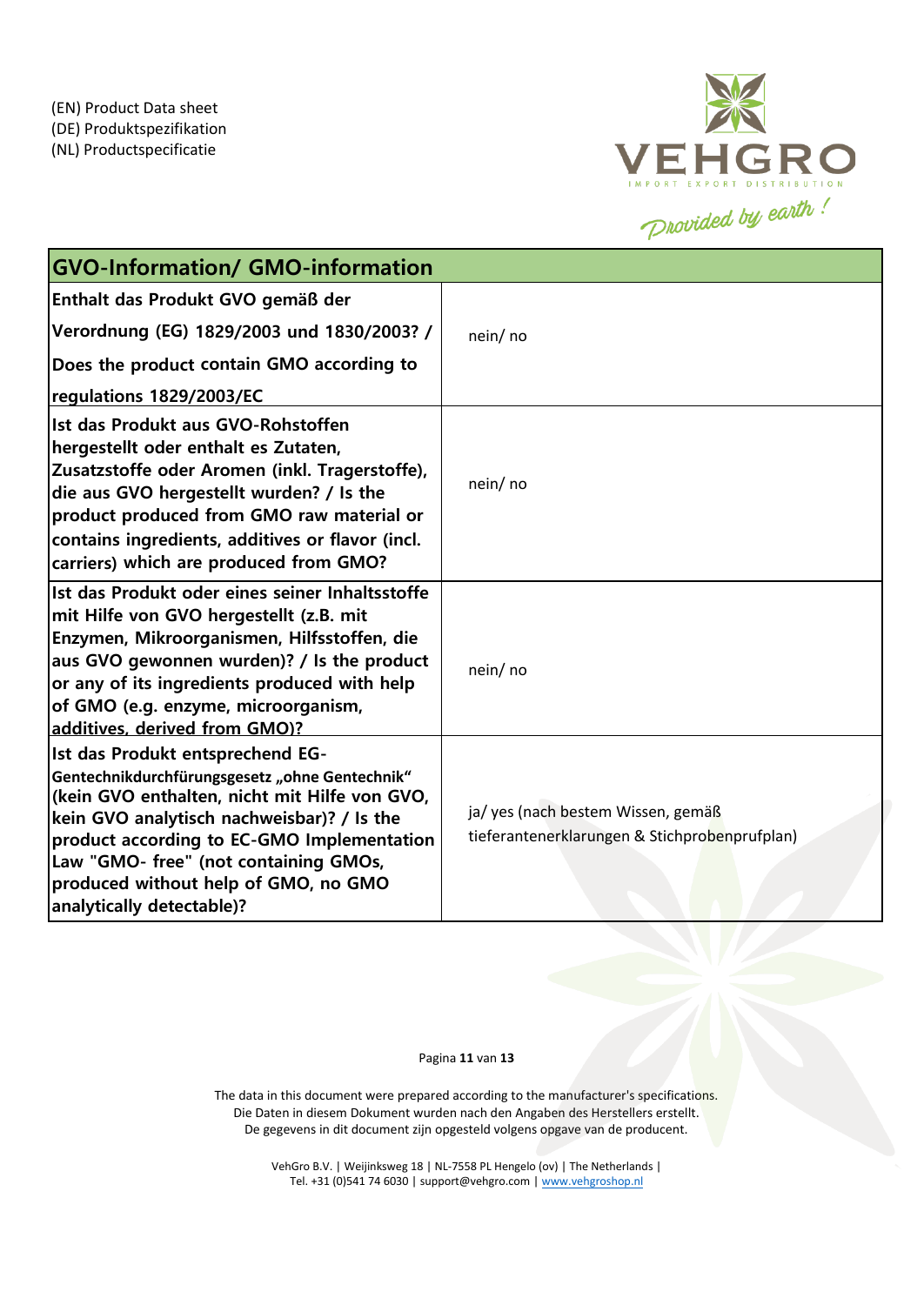(EN) Product Data sheet
(DE) Produktspezifikation
(NL) Productspecificatie

| GVO-Information/ GMO-information | |
|---|---|
| **Enthalt das Produkt GVO gemäß der Verordnung (EG) 1829/2003 und 1830/2003? / Does the product contain GMO according to regulations 1829/2003/EC** | nein/ no |
| **Ist das Produkt aus GVO-Rohstoffen hergestellt oder enthalt es Zutaten, Zusatzstoffe oder Aromen (inkl. Tragerstoffe), die aus GVO hergestellt wurden? / Is the product produced from GMO raw material or contains ingredients, additives or flavor (incl. carriers) which are produced from GMO?** | nein/ no |
| **Ist das Produkt oder eines seiner Inhaltsstoffe mit Hilfe von GVO hergestellt (z.B. mit Enzymen, Mikroorganismen, Hilfsstoffen, die aus GVO gewonnen wurden)? / Is the product or any of its ingredients produced with help of GMO (e.g. enzyme, microorganism, additives, derived from GMO)?** | nein/ no |
| **Ist das Produkt entsprechend EG-Gentechnikdurchfürungsgesetz „ohne Gentechnik" (kein GVO enthalten, nicht mit Hilfe von GVO, kein GVO analytisch nachweisbar)? / Is the product according to EC-GMO Implementation Law "GMO- free" (not containing GMOs, produced without help of GMO, no GMO analytically detectable)?** | ja/ yes (nach bestem Wissen, gemäß tieferantenerklarungen & Stichprobenprufplan) |

The data in this document were prepared according to the manufacturer's specifications.
Die Daten in diesem Dokument wurden nach den Angaben des Herstellers erstellt.
De gegevens in dit document zijn opgesteld volgens opgave van de producent.

VehGro B.V. | Weijinksweg 18 | NL-7558 PL Hengelo (ov) | The Netherlands |
Tel. +31 (0)541 74 6030 | support@vehgro.com | www.vehgroshop.nl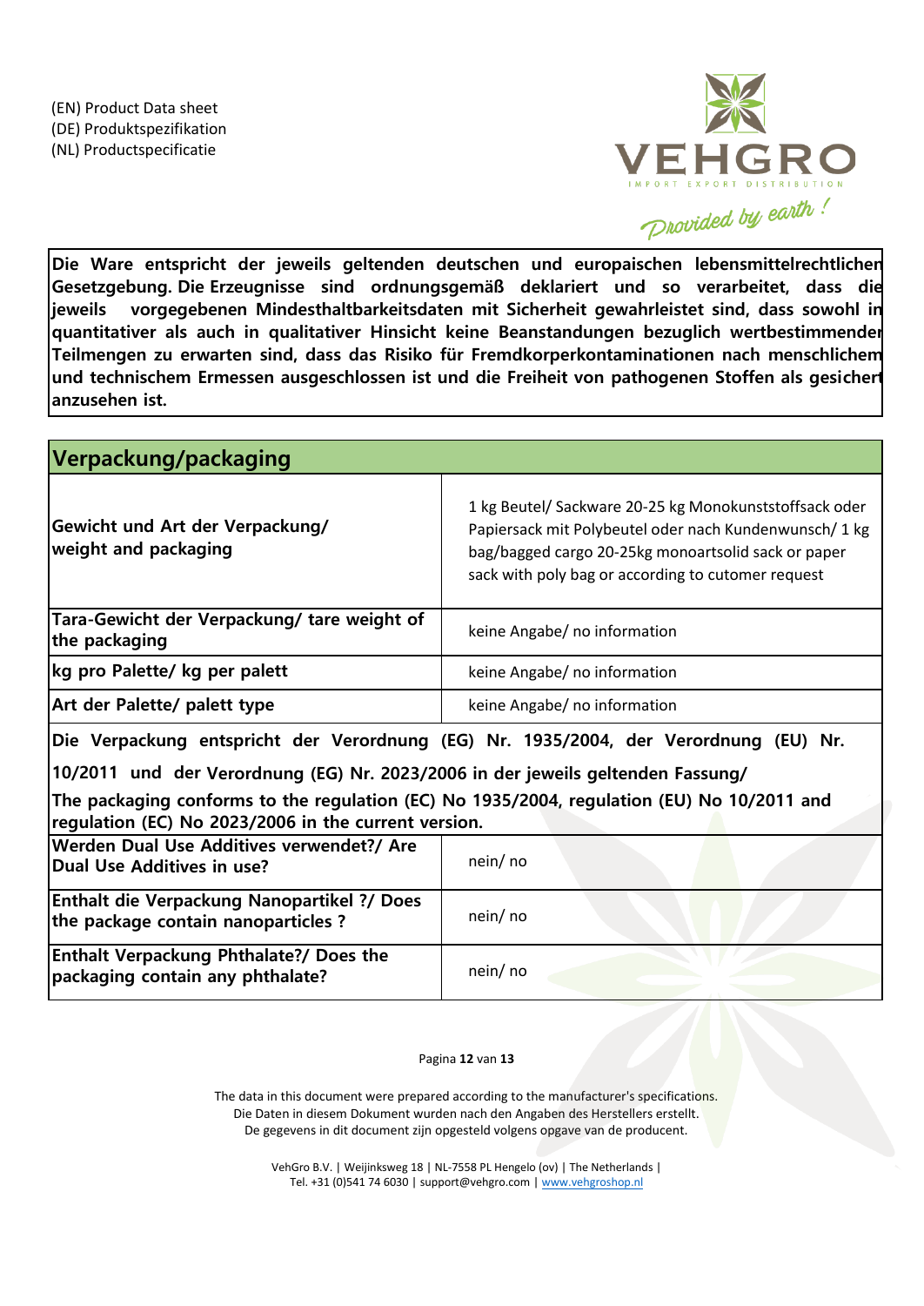(EN) Product Data sheet
(DE) Produktspezifikation
(NL) Productspecificatie

VEHGRO
IMPORT EXPORT DISTRIBUTION
Provided by earth !

**Die Ware entspricht der jeweils geltenden deutschen und europaischen lebensmittelrechtlichen Gesetzgebung. Die Erzeugnisse sind ordnungsgemäß deklariert und so verarbeitet, dass die jeweils vorgegebenen Mindesthaltbarkeitsdaten mit Sicherheit gewahrleistet sind, dass sowohl in quantitativer als auch in qualitativer Hinsicht keine Beanstandungen bezuglich wertbestimmender Teilmengen zu erwarten sind, dass das Risiko für Fremdkorperkontaminationen nach menschlichem und technischem Ermessen ausgeschlossen ist und die Freiheit von pathogenen Stoffen als gesichert anzusehen ist.**

## Verpackung/packaging

| | |
|---|---|
| **Gewicht und Art der Verpackung/ weight and packaging** | 1 kg Beutel/ Sackware 20-25 kg Monokunststoffsack oder Papiersack mit Polybeutel oder nach Kundenwunsch/ 1 kg bag/bagged cargo 20-25kg monoartsolid sack or paper sack with poly bag or according to cutomer request |
| **Tara-Gewicht der Verpackung/ tare weight of the packaging** | keine Angabe/ no information |
| **kg pro Palette/ kg per palett** | keine Angabe/ no information |
| **Art der Palette/ palett type** | keine Angabe/ no information |

**Die Verpackung entspricht der Verordnung (EG) Nr. 1935/2004, der Verordnung (EU) Nr. 10/2011 und der Verordnung (EG) Nr. 2023/2006 in der jeweils geltenden Fassung/**

**The packaging conforms to the regulation (EC) No 1935/2004, regulation (EU) No 10/2011 and regulation (EC) No 2023/2006 in the current version.**

| | |
|---|---|
| **Werden Dual Use Additives verwendet?/ Are Dual Use Additives in use?** | nein/ no |
| **Enthalt die Verpackung Nanopartikel ?/ Does the package contain nanoparticles ?** | nein/ no |
| **Enthalt Verpackung Phthalate?/ Does the packaging contain any phthalate?** | nein/ no |

The data in this document were prepared according to the manufacturer's specifications.
Die Daten in diesem Dokument wurden nach den Angaben des Herstellers erstellt.
De gegevens in dit document zijn opgesteld volgens opgave van de producent.

VehGro B.V. | Weijinksweg 18 | NL-7558 PL Hengelo (ov) | The Netherlands |
Tel. +31 (0)541 74 6030 | support@vehgro.com | www.vehgroshop.nl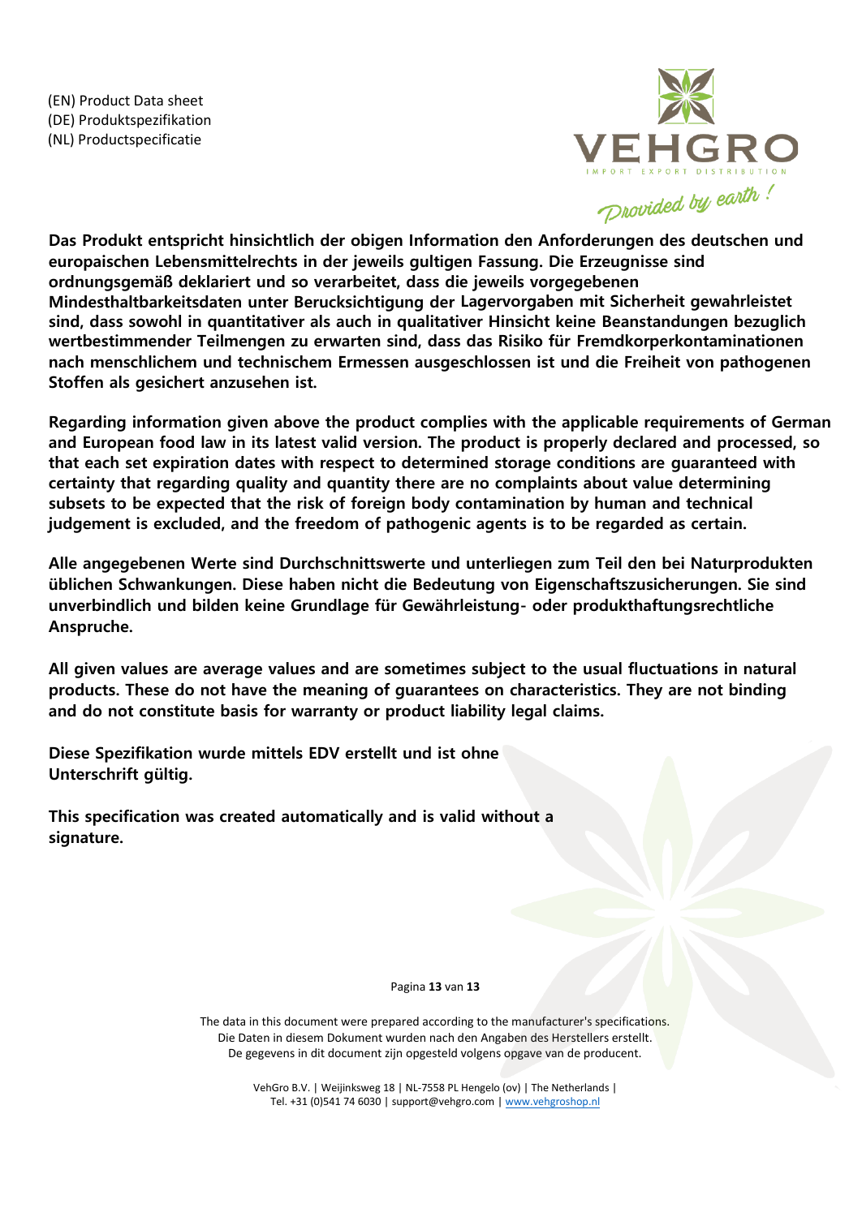(EN) Product Data sheet
(DE) Produktspezifikation
(NL) Productspecificatie

**Das Produkt entspricht hinsichtlich der obigen Information den Anforderungen des deutschen und europaischen Lebensmittelrechts in der jeweils gultigen Fassung. Die Erzeugnisse sind ordnungsgemäß deklariert und so verarbeitet, dass die jeweils vorgegebenen Mindesthaltbarkeitsdaten unter Berucksichtigung der Lagervorgaben mit Sicherheit gewahrleistet sind, dass sowohl in quantitativer als auch in qualitativer Hinsicht keine Beanstandungen bezuglich wertbestimmender Teilmengen zu erwarten sind, dass das Risiko für Fremdkorperkontaminationen nach menschlichem und technischem Ermessen ausgeschlossen ist und die Freiheit von pathogenen Stoffen als gesichert anzusehen ist.**

**Regarding information given above the product complies with the applicable requirements of German and European food law in its latest valid version. The product is properly declared and processed, so that each set expiration dates with respect to determined storage conditions are guaranteed with certainty that regarding quality and quantity there are no complaints about value determining subsets to be expected that the risk of foreign body contamination by human and technical judgement is excluded, and the freedom of pathogenic agents is to be regarded as certain.**

**Alle angegebenen Werte sind Durchschnittswerte und unterliegen zum Teil den bei Naturprodukten üblichen Schwankungen. Diese haben nicht die Bedeutung von Eigenschaftszusicherungen. Sie sind unverbindlich und bilden keine Grundlage für Gewährleistung- oder produkthaftungsrechtliche Anspruche.**

**All given values are average values and are sometimes subject to the usual fluctuations in natural products. These do not have the meaning of guarantees on characteristics. They are not binding and do not constitute basis for warranty or product liability legal claims.**

**Diese Spezifikation wurde mittels EDV erstellt und ist ohne Unterschrift gültig.**

**This specification was created automatically and is valid without a signature.**

The data in this document were prepared according to the manufacturer's specifications.
Die Daten in diesem Dokument wurden nach den Angaben des Herstellers erstellt.
De gegevens in dit document zijn opgesteld volgens opgave van de producent.

VehGro B.V. | Weijinksweg 18 | NL-7558 PL Hengelo (ov) | The Netherlands |
Tel. +31 (0)541 74 6030 | support@vehgro.com | www.vehgroshop.nl